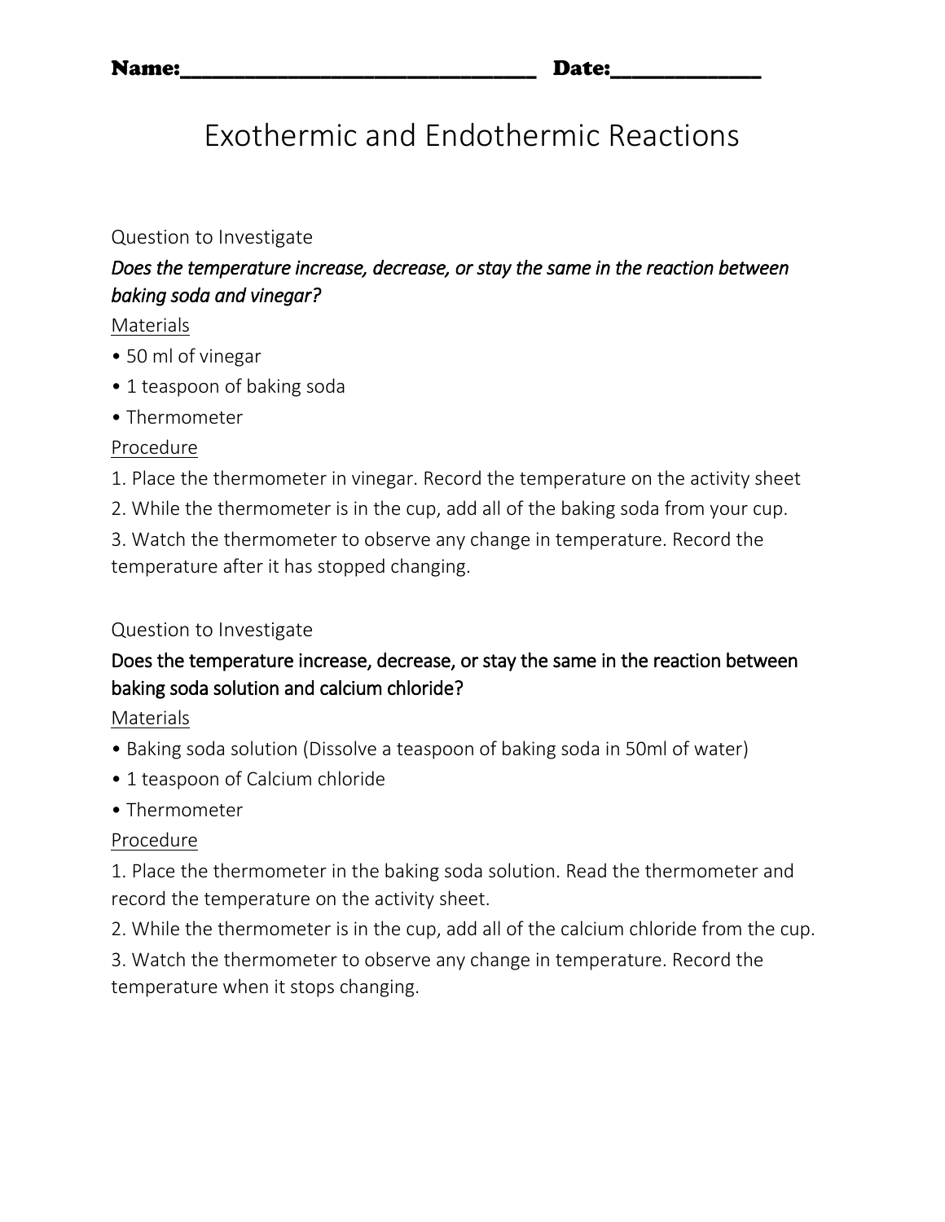**Name:_______________________________ Date:_____________**

# Exothermic and Endothermic Reactions

Question to Investigate

***Does the temperature increase, decrease, or stay the same in the reaction between baking soda and vinegar?***

<u>Materials</u>

- 50 ml of vinegar
- 1 teaspoon of baking soda
- Thermometer

<u>Procedure</u>

1. Place the thermometer in vinegar. Record the temperature on the activity sheet
2. While the thermometer is in the cup, add all of the baking soda from your cup.
3. Watch the thermometer to observe any change in temperature. Record the temperature after it has stopped changing.

Question to Investigate

**Does the temperature increase, decrease, or stay the same in the reaction between baking soda solution and calcium chloride?**

<u>Materials</u>

- Baking soda solution (Dissolve a teaspoon of baking soda in 50ml of water)
- 1 teaspoon of Calcium chloride
- Thermometer

<u>Procedure</u>

1. Place the thermometer in the baking soda solution. Read the thermometer and record the temperature on the activity sheet.
2. While the thermometer is in the cup, add all of the calcium chloride from the cup.
3. Watch the thermometer to observe any change in temperature. Record the temperature when it stops changing.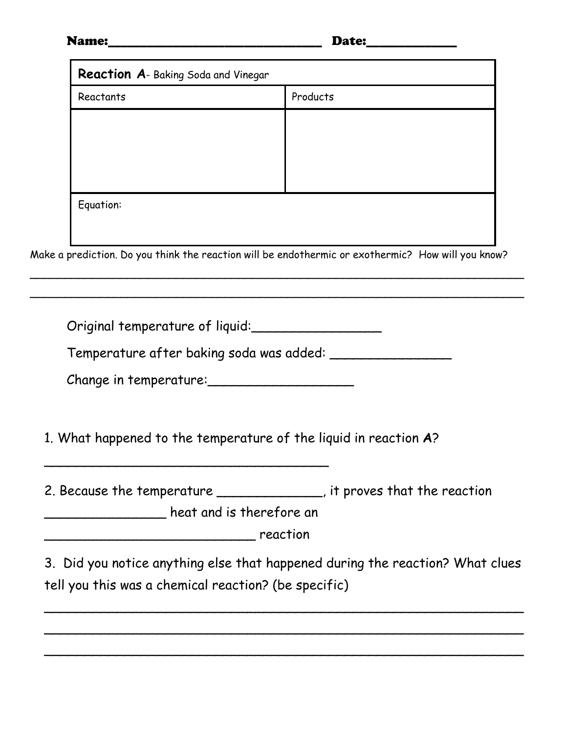Name:______________________________ Date:____________

| **Reaction A**- Baking Soda and Vinegar | |
|---|---|
| Reactants | Products |
| | |
| Equation: | |

Make a prediction. Do you think the reaction will be endothermic or exothermic? How will you know?

______________________________________________________________________

______________________________________________________________________

Original temperature of liquid:________________

Temperature after baking soda was added: _______________

Change in temperature:__________________

1. What happened to the temperature of the liquid in reaction **A**?

______________________________________

2. Because the temperature _____________, it proves that the reaction _______________ heat and is therefore an ___________________________ reaction

3. Did you notice anything else that happened during the reaction? What clues tell you this was a chemical reaction? (be specific)

______________________________________________________________________

______________________________________________________________________

______________________________________________________________________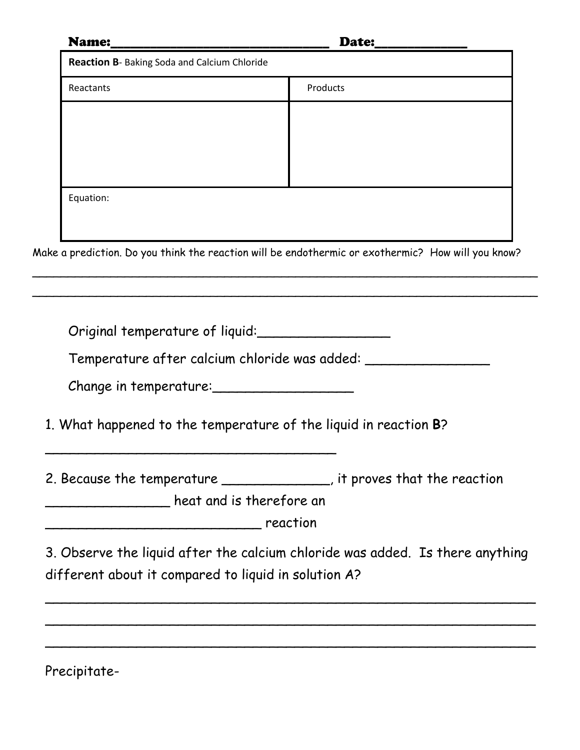**Name:**______________________________ **Date:**____________

| **Reaction B**- Baking Soda and Calcium Chloride | |
| --- | --- |
| Reactants | Products |
| | |
| Equation: | |

Make a prediction. Do you think the reaction will be endothermic or exothermic? How will you know?

_______________________________________________________________________

_______________________________________________________________________

Original temperature of liquid:________________

Temperature after calcium chloride was added: _______________

Change in temperature:_________________

1. What happened to the temperature of the liquid in reaction **B**?

_____________________________________

2. Because the temperature _____________, it proves that the reaction _______________ heat and is therefore an ___________________________ reaction

3. Observe the liquid after the calcium chloride was added. Is there anything different about it compared to liquid in solution A?

_______________________________________________________________

_______________________________________________________________

_______________________________________________________________

Precipitate-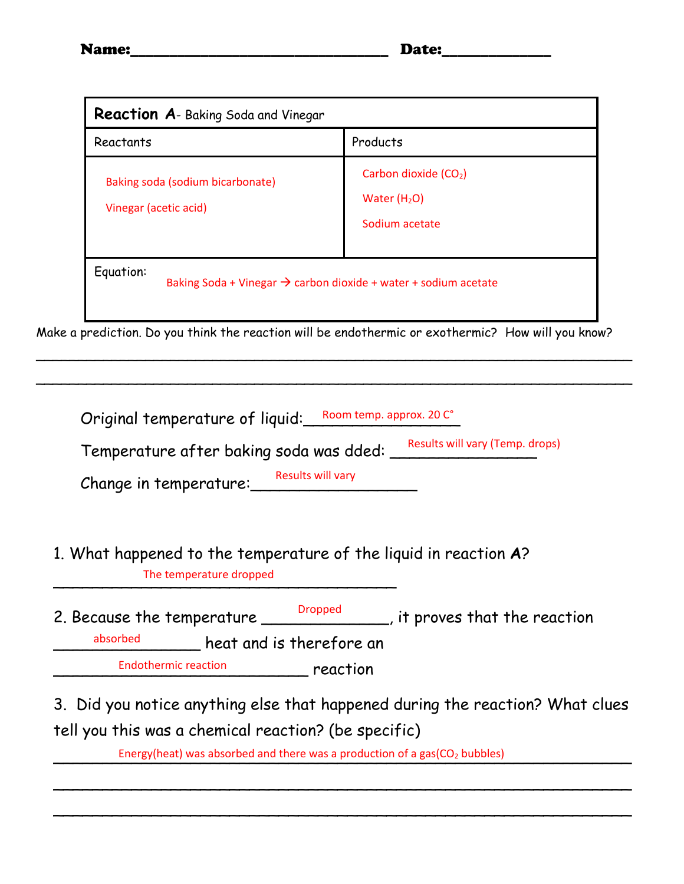**Name:**______________________________ **Date:**____________

| **Reaction A**- Baking Soda and Vinegar | |
|---|---|
| Reactants | Products |
| Baking soda (sodium bicarbonate)<br>Vinegar (acetic acid) | Carbon dioxide ($CO_2$)<br>Water ($H_2O$)<br>Sodium acetate |
| Equation: Baking Soda + Vinegar → carbon dioxide + water + sodium acetate | |

Make a prediction. Do you think the reaction will be endothermic or exothermic? How will you know?

_______________________________________________________________________

_______________________________________________________________________

Original temperature of liquid: Room temp. approx. 20 C°

Temperature after baking soda was dded: Results will vary (Temp. drops)

Change in temperature: Results will vary

1. What happened to the temperature of the liquid in reaction **A**?

   The temperature dropped

2. Because the temperature Dropped, it proves that the reaction absorbed heat and is therefore an Endothermic reaction reaction

3. Did you notice anything else that happened during the reaction? What clues tell you this was a chemical reaction? (be specific)

   Energy(heat) was absorbed and there was a production of a gas($CO_2$ bubbles)

   _______________________________________________________________________

   _______________________________________________________________________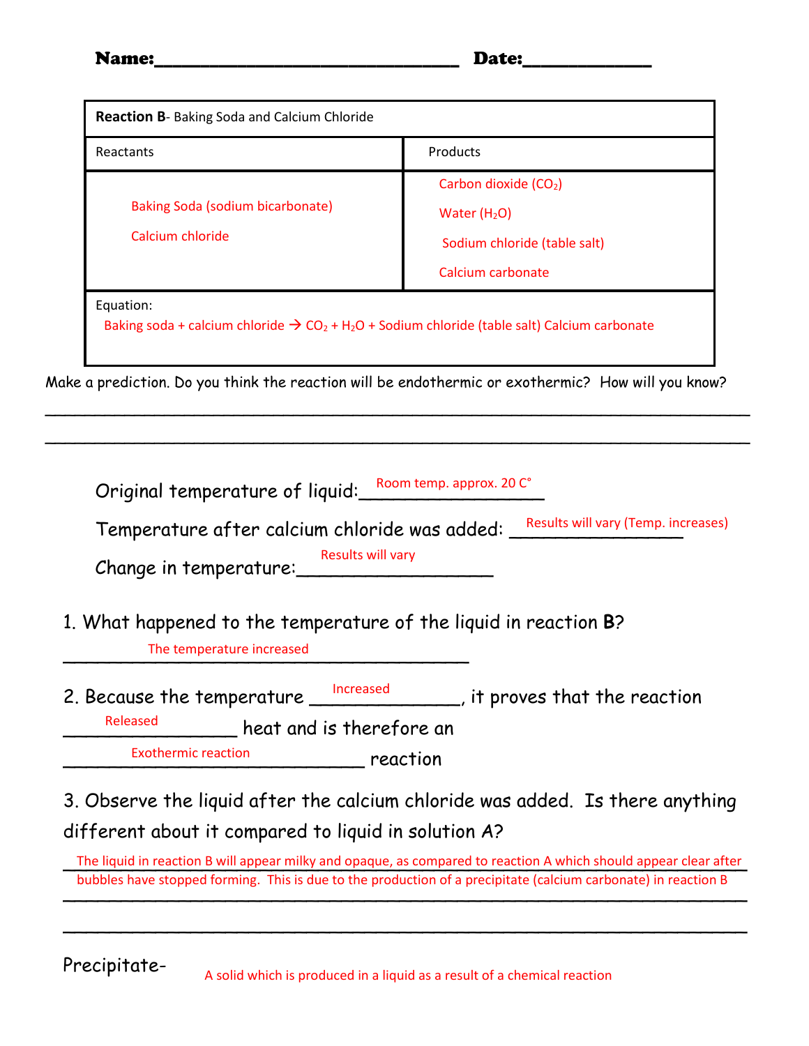**Name:**______________________________ **Date:**____________

| **Reaction B**- Baking Soda and Calcium Chloride | |
|---|---|
| Reactants | Products |
| Baking Soda (sodium bicarbonate)<br>Calcium chloride | Carbon dioxide ($CO_2$)<br>Water ($H_2O$)<br>Sodium chloride (table salt)<br>Calcium carbonate |
| Equation:<br>Baking soda + calcium chloride → $CO_2$ + $H_2O$ + Sodium chloride (table salt) Calcium carbonate | |

Make a prediction. Do you think the reaction will be endothermic or exothermic? How will you know?

______________________________________________________________________

______________________________________________________________________

Original temperature of liquid: Room temp. approx. 20 C°

Temperature after calcium chloride was added: Results will vary (Temp. increases)

Change in temperature: Results will vary

1. What happened to the temperature of the liquid in reaction **B**?

The temperature increased

2. Because the temperature Increased, it proves that the reaction Released heat and is therefore an Exothermic reaction reaction

3. Observe the liquid after the calcium chloride was added. Is there anything different about it compared to liquid in solution A?

The liquid in reaction B will appear milky and opaque, as compared to reaction A which should appear clear after bubbles have stopped forming. This is due to the production of a precipitate (calcium carbonate) in reaction B

______________________________________________________________________

Precipitate- A solid which is produced in a liquid as a result of a chemical reaction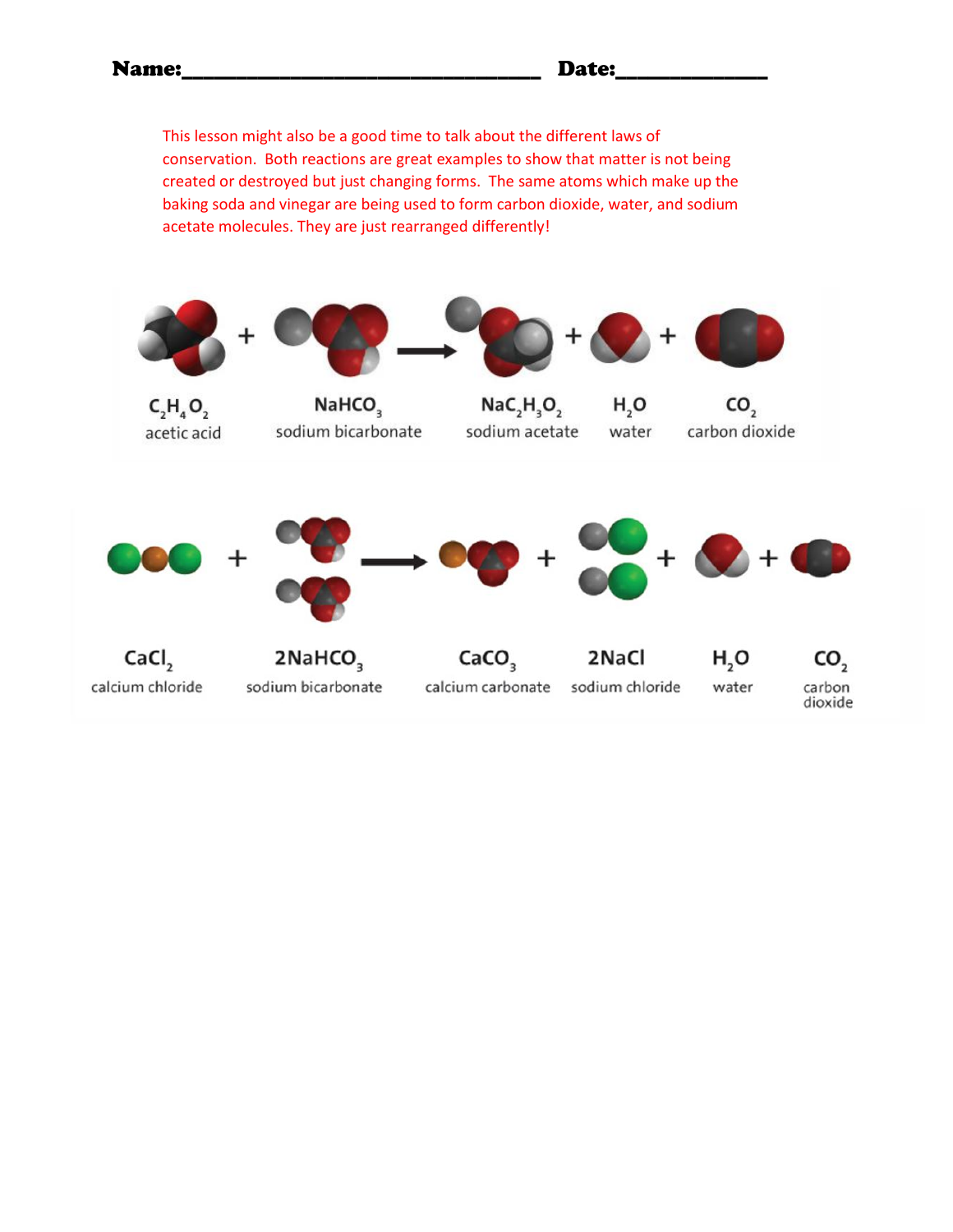**Name:**_______________________________ **Date:**____________

This lesson might also be a good time to talk about the different laws of conservation. Both reactions are great examples to show that matter is not being created or destroyed but just changing forms. The same atoms which make up the baking soda and vinegar are being used to form carbon dioxide, water, and sodium acetate molecules. They are just rearranged differently!

$C_2H_4O_2$ + $NaHCO_3$ → $NaC_2H_3O_2$ + $H_2O$ + $CO_2$

acetic acid + sodium bicarbonate → sodium acetate + water + carbon dioxide

$CaCl_2$ + $2NaHCO_3$ → $CaCO_3$ + $2NaCl$ + $H_2O$ + $CO_2$

calcium chloride + sodium bicarbonate → calcium carbonate + sodium chloride + water + carbon dioxide